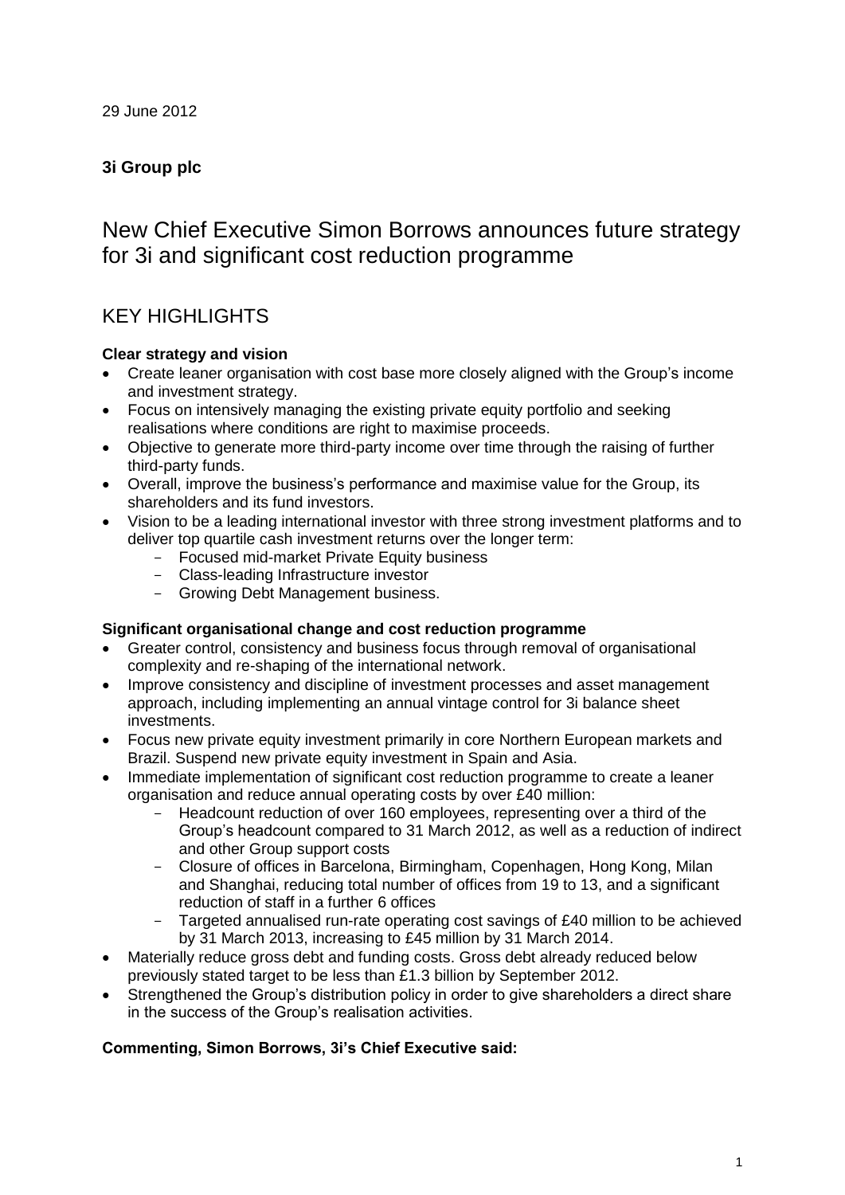29 June 2012

**3i Group plc**

# New Chief Executive Simon Borrows announces future strategy for 3i and significant cost reduction programme

## KEY HIGHLIGHTS

**Clear strategy and vision**

- Create leaner organisation with cost base more closely aligned with the Group's income and investment strategy.
- Focus on intensively managing the existing private equity portfolio and seeking realisations where conditions are right to maximise proceeds.
- Objective to generate more third-party income over time through the raising of further third-party funds.
- Overall, improve the business's performance and maximise value for the Group, its shareholders and its fund investors.
- Vision to be a leading international investor with three strong investment platforms and to deliver top quartile cash investment returns over the longer term:
  - Focused mid-market Private Equity business
  - Class-leading Infrastructure investor
  - Growing Debt Management business.

**Significant organisational change and cost reduction programme**

- Greater control, consistency and business focus through removal of organisational complexity and re-shaping of the international network.
- Improve consistency and discipline of investment processes and asset management approach, including implementing an annual vintage control for 3i balance sheet investments.
- Focus new private equity investment primarily in core Northern European markets and Brazil. Suspend new private equity investment in Spain and Asia.
- Immediate implementation of significant cost reduction programme to create a leaner organisation and reduce annual operating costs by over £40 million:
  - Headcount reduction of over 160 employees, representing over a third of the Group's headcount compared to 31 March 2012, as well as a reduction of indirect and other Group support costs
  - Closure of offices in Barcelona, Birmingham, Copenhagen, Hong Kong, Milan and Shanghai, reducing total number of offices from 19 to 13, and a significant reduction of staff in a further 6 offices
  - Targeted annualised run-rate operating cost savings of £40 million to be achieved by 31 March 2013, increasing to £45 million by 31 March 2014.
- Materially reduce gross debt and funding costs. Gross debt already reduced below previously stated target to be less than £1.3 billion by September 2012.
- Strengthened the Group's distribution policy in order to give shareholders a direct share in the success of the Group's realisation activities.

**Commenting, Simon Borrows, 3i's Chief Executive said:**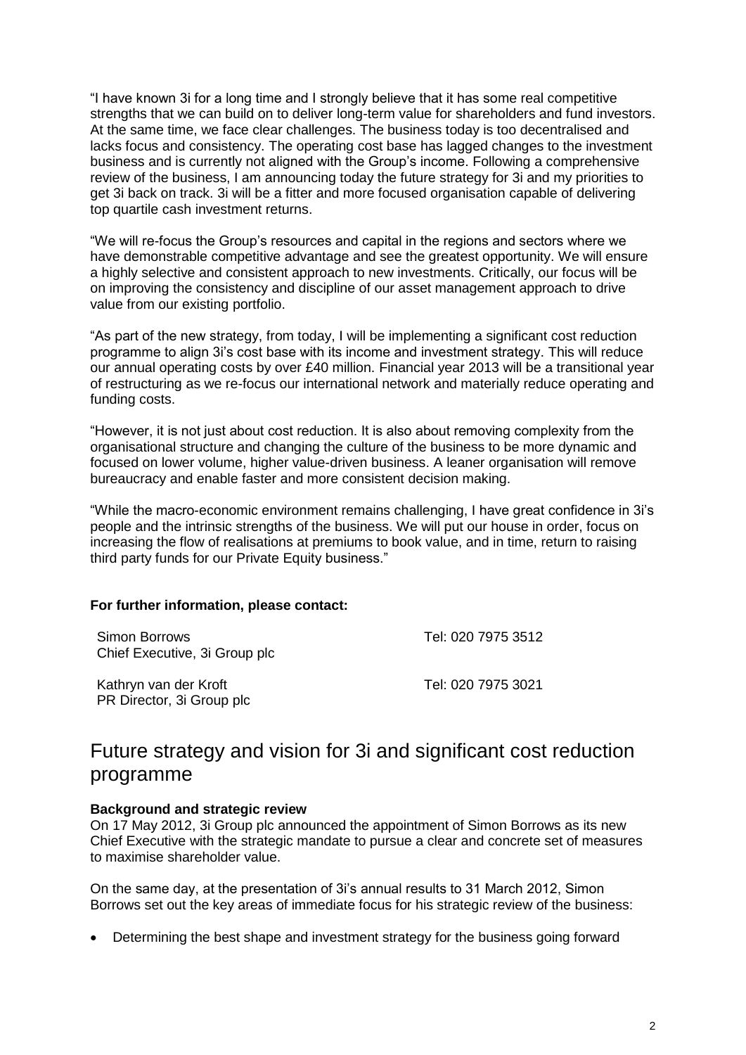"I have known 3i for a long time and I strongly believe that it has some real competitive strengths that we can build on to deliver long-term value for shareholders and fund investors. At the same time, we face clear challenges. The business today is too decentralised and lacks focus and consistency. The operating cost base has lagged changes to the investment business and is currently not aligned with the Group's income. Following a comprehensive review of the business, I am announcing today the future strategy for 3i and my priorities to get 3i back on track. 3i will be a fitter and more focused organisation capable of delivering top quartile cash investment returns.

"We will re-focus the Group's resources and capital in the regions and sectors where we have demonstrable competitive advantage and see the greatest opportunity. We will ensure a highly selective and consistent approach to new investments. Critically, our focus will be on improving the consistency and discipline of our asset management approach to drive value from our existing portfolio.

"As part of the new strategy, from today, I will be implementing a significant cost reduction programme to align 3i's cost base with its income and investment strategy. This will reduce our annual operating costs by over £40 million. Financial year 2013 will be a transitional year of restructuring as we re-focus our international network and materially reduce operating and funding costs.

"However, it is not just about cost reduction. It is also about removing complexity from the organisational structure and changing the culture of the business to be more dynamic and focused on lower volume, higher value-driven business. A leaner organisation will remove bureaucracy and enable faster and more consistent decision making.

"While the macro-economic environment remains challenging, I have great confidence in 3i's people and the intrinsic strengths of the business. We will put our house in order, focus on increasing the flow of realisations at premiums to book value, and in time, return to raising third party funds for our Private Equity business."

**For further information, please contact:**

| | |
|---|---|
| Simon Borrows<br>Chief Executive, 3i Group plc | Tel: 020 7975 3512 |
| Kathryn van der Kroft<br>PR Director, 3i Group plc | Tel: 020 7975 3021 |

## Future strategy and vision for 3i and significant cost reduction programme

**Background and strategic review**

On 17 May 2012, 3i Group plc announced the appointment of Simon Borrows as its new Chief Executive with the strategic mandate to pursue a clear and concrete set of measures to maximise shareholder value.

On the same day, at the presentation of 3i's annual results to 31 March 2012, Simon Borrows set out the key areas of immediate focus for his strategic review of the business:

- Determining the best shape and investment strategy for the business going forward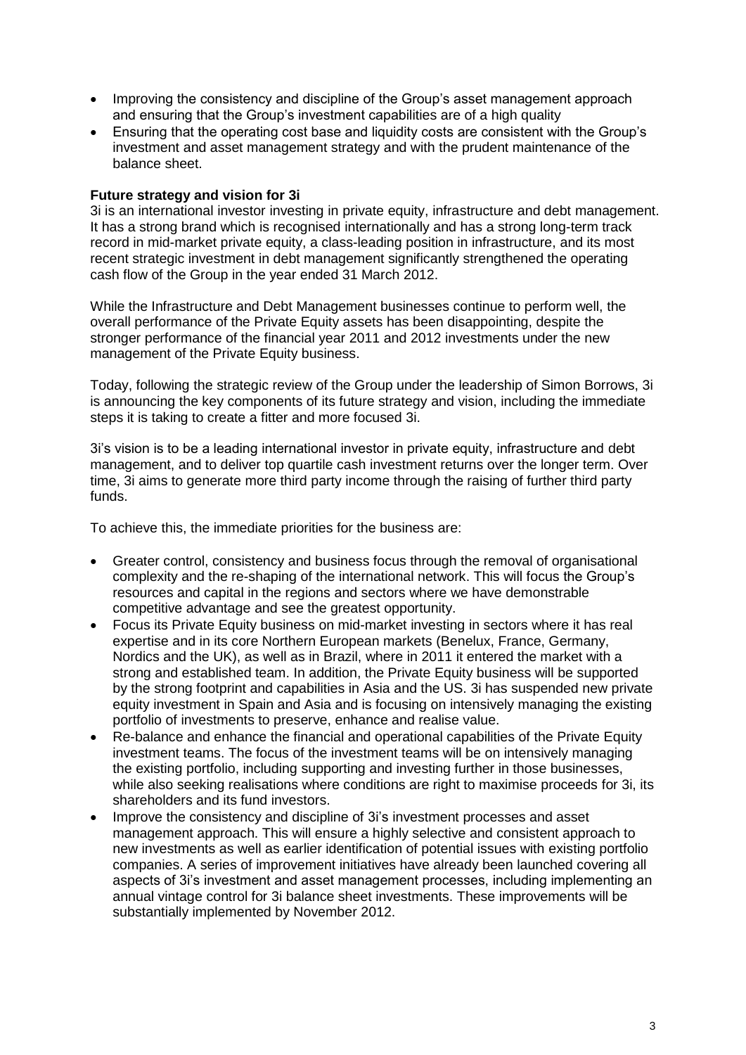- Improving the consistency and discipline of the Group's asset management approach and ensuring that the Group's investment capabilities are of a high quality
- Ensuring that the operating cost base and liquidity costs are consistent with the Group's investment and asset management strategy and with the prudent maintenance of the balance sheet.

**Future strategy and vision for 3i**

3i is an international investor investing in private equity, infrastructure and debt management. It has a strong brand which is recognised internationally and has a strong long-term track record in mid-market private equity, a class-leading position in infrastructure, and its most recent strategic investment in debt management significantly strengthened the operating cash flow of the Group in the year ended 31 March 2012.

While the Infrastructure and Debt Management businesses continue to perform well, the overall performance of the Private Equity assets has been disappointing, despite the stronger performance of the financial year 2011 and 2012 investments under the new management of the Private Equity business.

Today, following the strategic review of the Group under the leadership of Simon Borrows, 3i is announcing the key components of its future strategy and vision, including the immediate steps it is taking to create a fitter and more focused 3i.

3i's vision is to be a leading international investor in private equity, infrastructure and debt management, and to deliver top quartile cash investment returns over the longer term. Over time, 3i aims to generate more third party income through the raising of further third party funds.

To achieve this, the immediate priorities for the business are:

- Greater control, consistency and business focus through the removal of organisational complexity and the re-shaping of the international network. This will focus the Group's resources and capital in the regions and sectors where we have demonstrable competitive advantage and see the greatest opportunity.
- Focus its Private Equity business on mid-market investing in sectors where it has real expertise and in its core Northern European markets (Benelux, France, Germany, Nordics and the UK), as well as in Brazil, where in 2011 it entered the market with a strong and established team. In addition, the Private Equity business will be supported by the strong footprint and capabilities in Asia and the US. 3i has suspended new private equity investment in Spain and Asia and is focusing on intensively managing the existing portfolio of investments to preserve, enhance and realise value.
- Re-balance and enhance the financial and operational capabilities of the Private Equity investment teams. The focus of the investment teams will be on intensively managing the existing portfolio, including supporting and investing further in those businesses, while also seeking realisations where conditions are right to maximise proceeds for 3i, its shareholders and its fund investors.
- Improve the consistency and discipline of 3i's investment processes and asset management approach. This will ensure a highly selective and consistent approach to new investments as well as earlier identification of potential issues with existing portfolio companies. A series of improvement initiatives have already been launched covering all aspects of 3i's investment and asset management processes, including implementing an annual vintage control for 3i balance sheet investments. These improvements will be substantially implemented by November 2012.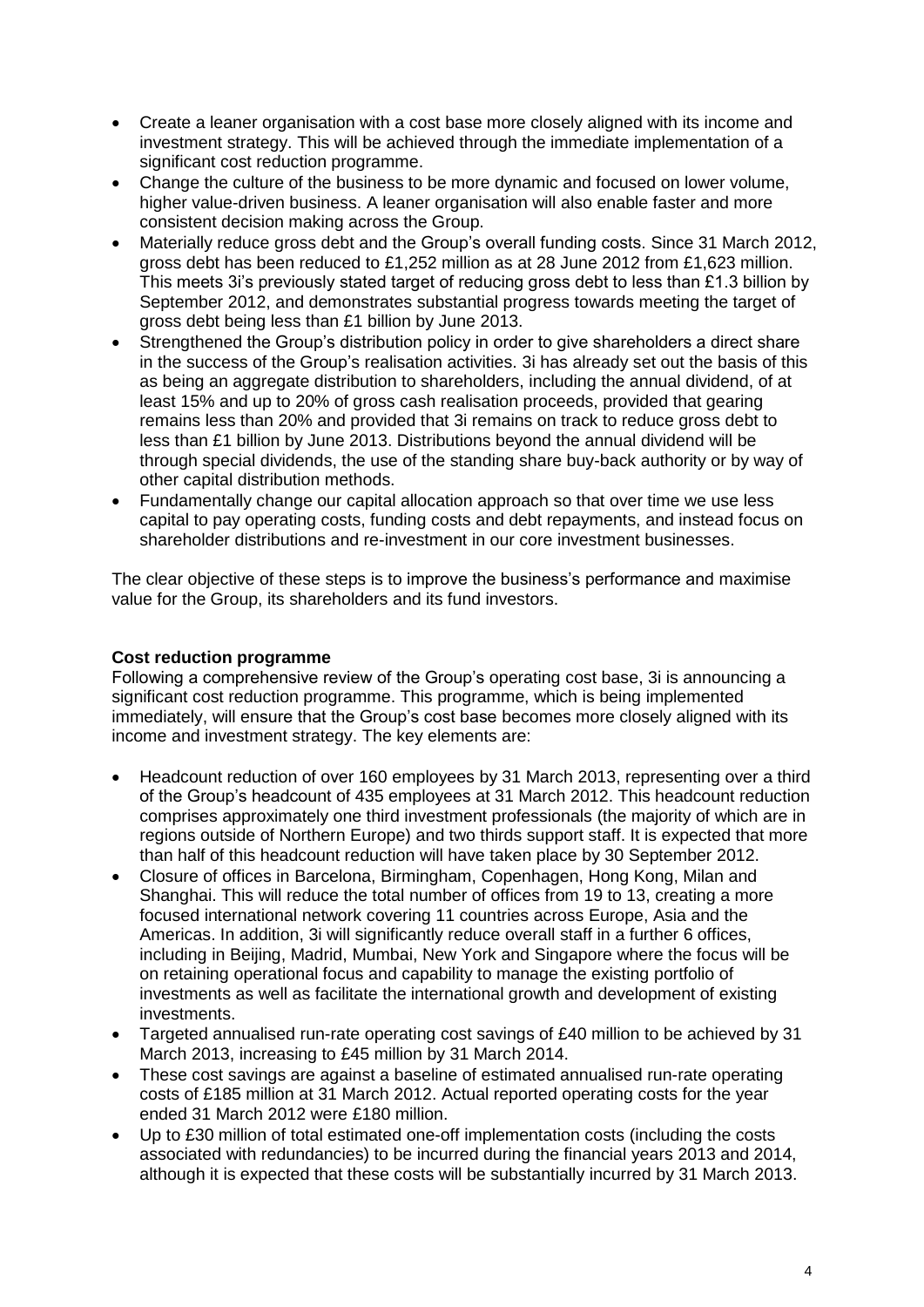- Create a leaner organisation with a cost base more closely aligned with its income and investment strategy. This will be achieved through the immediate implementation of a significant cost reduction programme.
- Change the culture of the business to be more dynamic and focused on lower volume, higher value-driven business. A leaner organisation will also enable faster and more consistent decision making across the Group.
- Materially reduce gross debt and the Group's overall funding costs. Since 31 March 2012, gross debt has been reduced to £1,252 million as at 28 June 2012 from £1,623 million. This meets 3i's previously stated target of reducing gross debt to less than £1.3 billion by September 2012, and demonstrates substantial progress towards meeting the target of gross debt being less than £1 billion by June 2013.
- Strengthened the Group's distribution policy in order to give shareholders a direct share in the success of the Group's realisation activities. 3i has already set out the basis of this as being an aggregate distribution to shareholders, including the annual dividend, of at least 15% and up to 20% of gross cash realisation proceeds, provided that gearing remains less than 20% and provided that 3i remains on track to reduce gross debt to less than £1 billion by June 2013. Distributions beyond the annual dividend will be through special dividends, the use of the standing share buy-back authority or by way of other capital distribution methods.
- Fundamentally change our capital allocation approach so that over time we use less capital to pay operating costs, funding costs and debt repayments, and instead focus on shareholder distributions and re-investment in our core investment businesses.

The clear objective of these steps is to improve the business's performance and maximise value for the Group, its shareholders and its fund investors.

**Cost reduction programme**

Following a comprehensive review of the Group's operating cost base, 3i is announcing a significant cost reduction programme. This programme, which is being implemented immediately, will ensure that the Group's cost base becomes more closely aligned with its income and investment strategy. The key elements are:

- Headcount reduction of over 160 employees by 31 March 2013, representing over a third of the Group's headcount of 435 employees at 31 March 2012. This headcount reduction comprises approximately one third investment professionals (the majority of which are in regions outside of Northern Europe) and two thirds support staff. It is expected that more than half of this headcount reduction will have taken place by 30 September 2012.
- Closure of offices in Barcelona, Birmingham, Copenhagen, Hong Kong, Milan and Shanghai. This will reduce the total number of offices from 19 to 13, creating a more focused international network covering 11 countries across Europe, Asia and the Americas. In addition, 3i will significantly reduce overall staff in a further 6 offices, including in Beijing, Madrid, Mumbai, New York and Singapore where the focus will be on retaining operational focus and capability to manage the existing portfolio of investments as well as facilitate the international growth and development of existing investments.
- Targeted annualised run-rate operating cost savings of £40 million to be achieved by 31 March 2013, increasing to £45 million by 31 March 2014.
- These cost savings are against a baseline of estimated annualised run-rate operating costs of £185 million at 31 March 2012. Actual reported operating costs for the year ended 31 March 2012 were £180 million.
- Up to £30 million of total estimated one-off implementation costs (including the costs associated with redundancies) to be incurred during the financial years 2013 and 2014, although it is expected that these costs will be substantially incurred by 31 March 2013.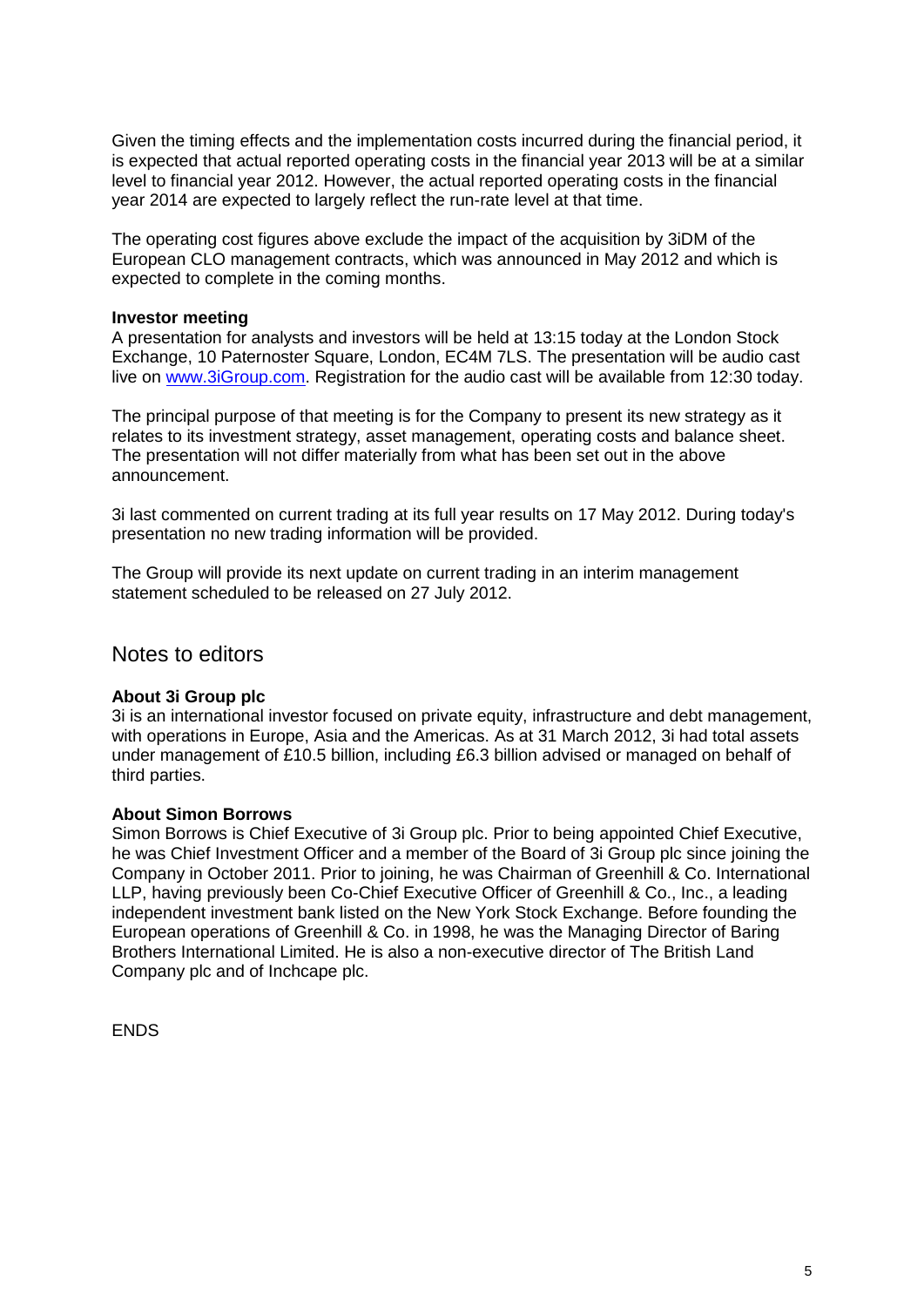Given the timing effects and the implementation costs incurred during the financial period, it is expected that actual reported operating costs in the financial year 2013 will be at a similar level to financial year 2012. However, the actual reported operating costs in the financial year 2014 are expected to largely reflect the run-rate level at that time.

The operating cost figures above exclude the impact of the acquisition by 3iDM of the European CLO management contracts, which was announced in May 2012 and which is expected to complete in the coming months.

**Investor meeting**
A presentation for analysts and investors will be held at 13:15 today at the London Stock Exchange, 10 Paternoster Square, London, EC4M 7LS. The presentation will be audio cast live on [www.3iGroup.com](http://www.3iGroup.com). Registration for the audio cast will be available from 12:30 today.

The principal purpose of that meeting is for the Company to present its new strategy as it relates to its investment strategy, asset management, operating costs and balance sheet. The presentation will not differ materially from what has been set out in the above announcement.

3i last commented on current trading at its full year results on 17 May 2012. During today's presentation no new trading information will be provided.

The Group will provide its next update on current trading in an interim management statement scheduled to be released on 27 July 2012.

## Notes to editors

**About 3i Group plc**
3i is an international investor focused on private equity, infrastructure and debt management, with operations in Europe, Asia and the Americas. As at 31 March 2012, 3i had total assets under management of £10.5 billion, including £6.3 billion advised or managed on behalf of third parties.

**About Simon Borrows**
Simon Borrows is Chief Executive of 3i Group plc. Prior to being appointed Chief Executive, he was Chief Investment Officer and a member of the Board of 3i Group plc since joining the Company in October 2011. Prior to joining, he was Chairman of Greenhill & Co. International LLP, having previously been Co-Chief Executive Officer of Greenhill & Co., Inc., a leading independent investment bank listed on the New York Stock Exchange. Before founding the European operations of Greenhill & Co. in 1998, he was the Managing Director of Baring Brothers International Limited. He is also a non-executive director of The British Land Company plc and of Inchcape plc.

ENDS